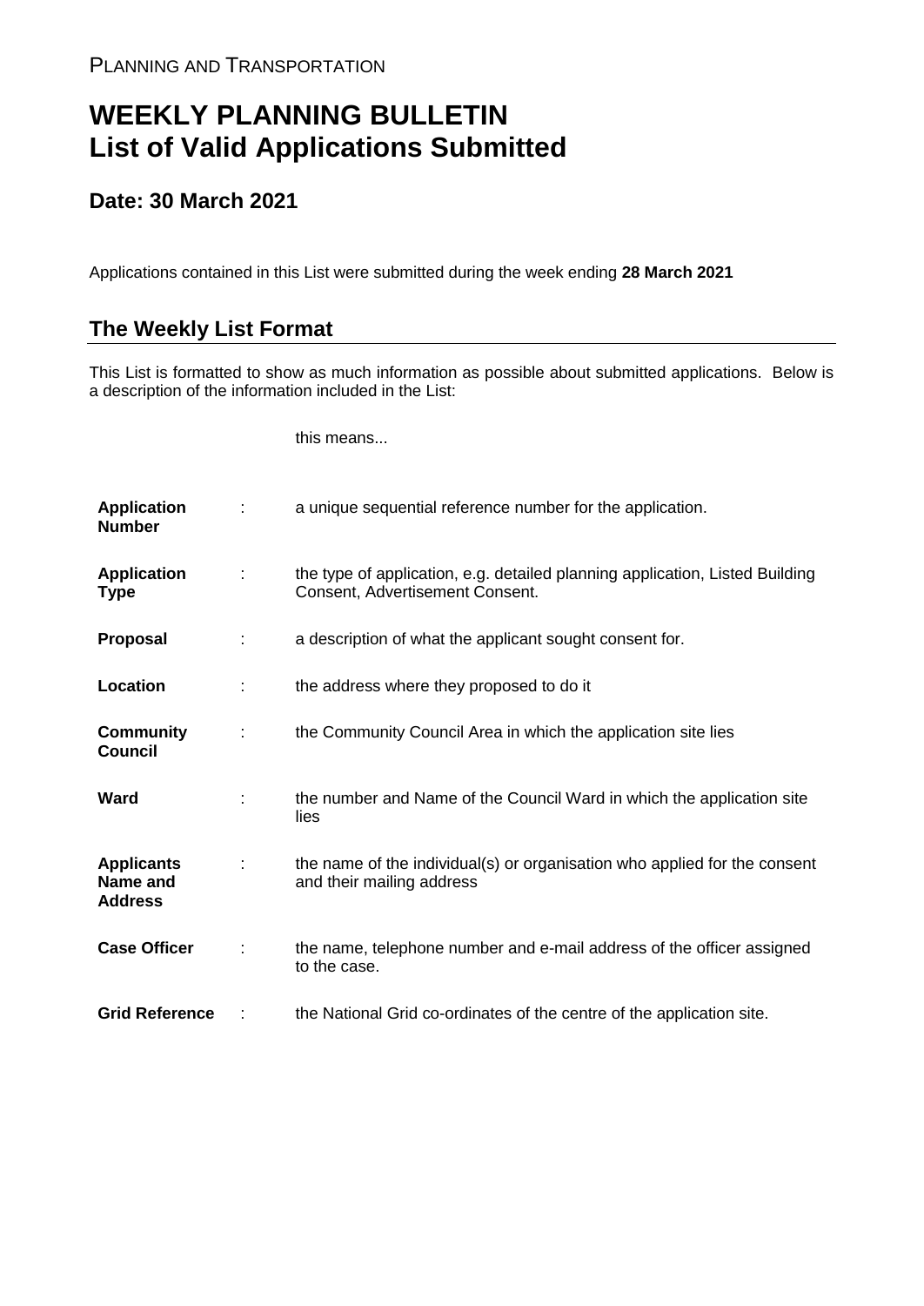PLANNING AND TRANSPORTATION

# WEEKLY PLANNING BULLETIN
# List of Valid Applications Submitted

## Date: 30 March 2021

Applications contained in this List were submitted during the week ending **28 March 2021**

## The Weekly List Format

This List is formatted to show as much information as possible about submitted applications. Below is a description of the information included in the List:

| | | this means... |
|---|---|---|
| **Application Number** | : | a unique sequential reference number for the application. |
| **Application Type** | : | the type of application, e.g. detailed planning application, Listed Building Consent, Advertisement Consent. |
| **Proposal** | : | a description of what the applicant sought consent for. |
| **Location** | : | the address where they proposed to do it |
| **Community Council** | : | the Community Council Area in which the application site lies |
| **Ward** | : | the number and Name of the Council Ward in which the application site lies |
| **Applicants Name and Address** | : | the name of the individual(s) or organisation who applied for the consent and their mailing address |
| **Case Officer** | : | the name, telephone number and e-mail address of the officer assigned to the case. |
| **Grid Reference** | : | the National Grid co-ordinates of the centre of the application site. |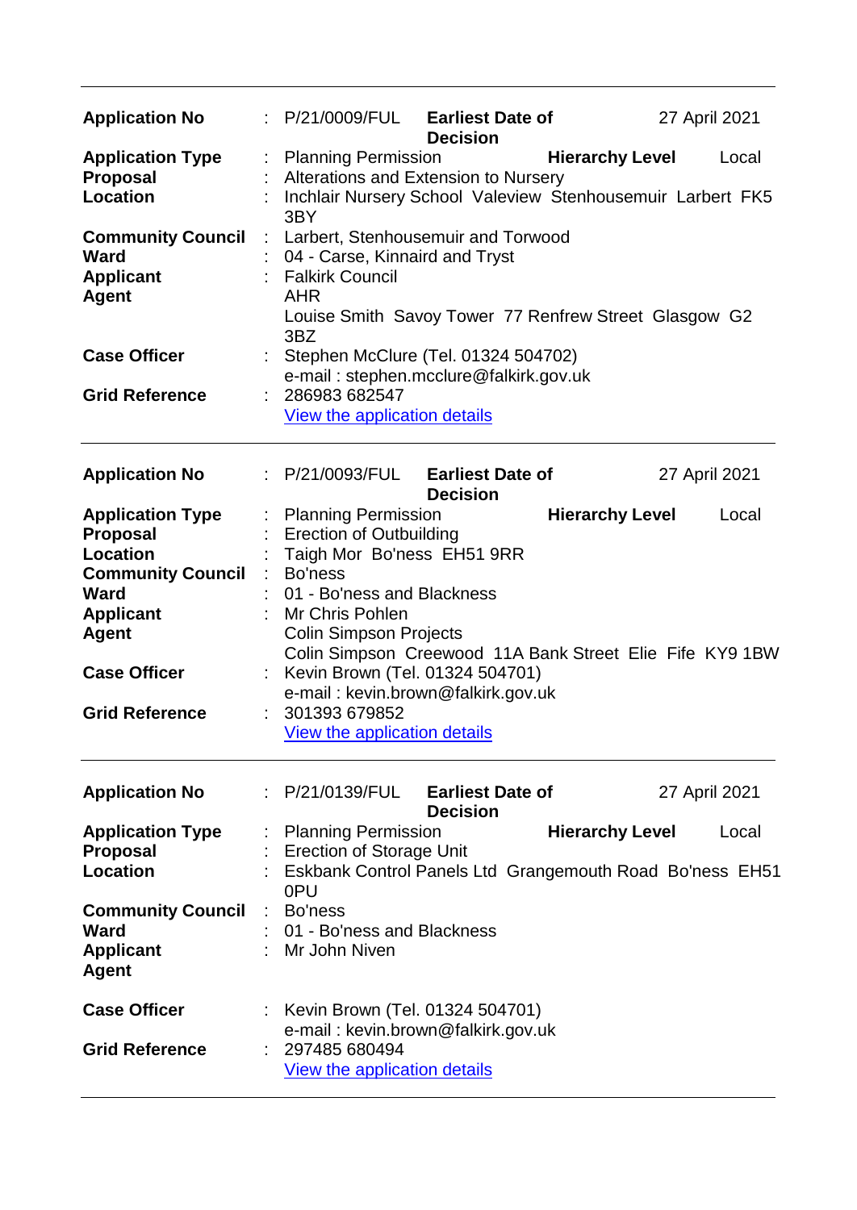---

| | | | | |
|---|---|---|---|---|
| **Application No** | : P/21/0009/FUL | **Earliest Date of Decision** | | 27 April 2021 |
| **Application Type** | : Planning Permission | | **Hierarchy Level** | Local |
| **Proposal** | : Alterations and Extension to Nursery | | | |
| **Location** | : Inchlair Nursery School Valeview Stenhousemuir Larbert FK5 3BY | | | |
| **Community Council** | : Larbert, Stenhousemuir and Torwood | | | |
| **Ward** | : 04 - Carse, Kinnaird and Tryst | | | |
| **Applicant** | : Falkirk Council | | | |
| **Agent** | AHR<br>Louise Smith Savoy Tower 77 Renfrew Street Glasgow G2 3BZ | | | |
| **Case Officer** | : Stephen McClure (Tel. 01324 504702)<br>e-mail : stephen.mcclure@falkirk.gov.uk | | | |
| **Grid Reference** | : 286983 682547<br>View the application details | | | |

---

| | | | | |
|---|---|---|---|---|
| **Application No** | : P/21/0093/FUL | **Earliest Date of Decision** | | 27 April 2021 |
| **Application Type** | : Planning Permission | | **Hierarchy Level** | Local |
| **Proposal** | : Erection of Outbuilding | | | |
| **Location** | : Taigh Mor Bo'ness EH51 9RR | | | |
| **Community Council** | : Bo'ness | | | |
| **Ward** | : 01 - Bo'ness and Blackness | | | |
| **Applicant** | : Mr Chris Pohlen | | | |
| **Agent** | Colin Simpson Projects<br>Colin Simpson Creewood 11A Bank Street Elie Fife KY9 1BW | | | |
| **Case Officer** | : Kevin Brown (Tel. 01324 504701)<br>e-mail : kevin.brown@falkirk.gov.uk | | | |
| **Grid Reference** | : 301393 679852<br>View the application details | | | |

---

| | | | | |
|---|---|---|---|---|
| **Application No** | : P/21/0139/FUL | **Earliest Date of Decision** | | 27 April 2021 |
| **Application Type** | : Planning Permission | | **Hierarchy Level** | Local |
| **Proposal** | : Erection of Storage Unit | | | |
| **Location** | : Eskbank Control Panels Ltd Grangemouth Road Bo'ness EH51 0PU | | | |
| **Community Council** | : Bo'ness | | | |
| **Ward** | : 01 - Bo'ness and Blackness | | | |
| **Applicant** | : Mr John Niven | | | |
| **Agent** | | | | |
| **Case Officer** | : Kevin Brown (Tel. 01324 504701)<br>e-mail : kevin.brown@falkirk.gov.uk | | | |
| **Grid Reference** | : 297485 680494<br>View the application details | | | |

---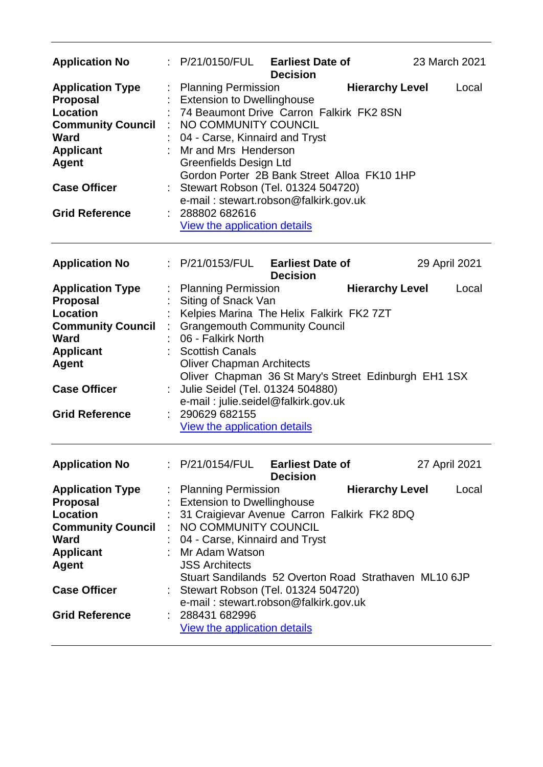| | | | | |
|---|---|---|---|---|
| **Application No** | : P/21/0150/FUL | **Earliest Date of Decision** | | 23 March 2021 |
| **Application Type** | : Planning Permission | | **Hierarchy Level** | Local |
| **Proposal** | : Extension to Dwellinghouse | | | |
| **Location** | : 74 Beaumont Drive Carron Falkirk FK2 8SN | | | |
| **Community Council** | : NO COMMUNITY COUNCIL | | | |
| **Ward** | : 04 - Carse, Kinnaird and Tryst | | | |
| **Applicant** | : Mr and Mrs Henderson | | | |
| **Agent** | Greenfields Design Ltd<br>Gordon Porter 2B Bank Street Alloa FK10 1HP | | | |
| **Case Officer** | : Stewart Robson (Tel. 01324 504720)<br>e-mail : stewart.robson@falkirk.gov.uk | | | |
| **Grid Reference** | : 288802 682616<br>View the application details | | | |

| | | | | |
|---|---|---|---|---|
| **Application No** | : P/21/0153/FUL | **Earliest Date of Decision** | | 29 April 2021 |
| **Application Type** | : Planning Permission | | **Hierarchy Level** | Local |
| **Proposal** | : Siting of Snack Van | | | |
| **Location** | : Kelpies Marina The Helix Falkirk FK2 7ZT | | | |
| **Community Council** | : Grangemouth Community Council | | | |
| **Ward** | : 06 - Falkirk North | | | |
| **Applicant** | : Scottish Canals | | | |
| **Agent** | Oliver Chapman Architects<br>Oliver Chapman 36 St Mary's Street Edinburgh EH1 1SX | | | |
| **Case Officer** | : Julie Seidel (Tel. 01324 504880)<br>e-mail : julie.seidel@falkirk.gov.uk | | | |
| **Grid Reference** | : 290629 682155<br>View the application details | | | |

| | | | | |
|---|---|---|---|---|
| **Application No** | : P/21/0154/FUL | **Earliest Date of Decision** | | 27 April 2021 |
| **Application Type** | : Planning Permission | | **Hierarchy Level** | Local |
| **Proposal** | : Extension to Dwellinghouse | | | |
| **Location** | : 31 Craigievar Avenue Carron Falkirk FK2 8DQ | | | |
| **Community Council** | : NO COMMUNITY COUNCIL | | | |
| **Ward** | : 04 - Carse, Kinnaird and Tryst | | | |
| **Applicant** | : Mr Adam Watson | | | |
| **Agent** | JSS Architects<br>Stuart Sandilands 52 Overton Road Strathaven ML10 6JP | | | |
| **Case Officer** | : Stewart Robson (Tel. 01324 504720)<br>e-mail : stewart.robson@falkirk.gov.uk | | | |
| **Grid Reference** | : 288431 682996<br>View the application details | | | |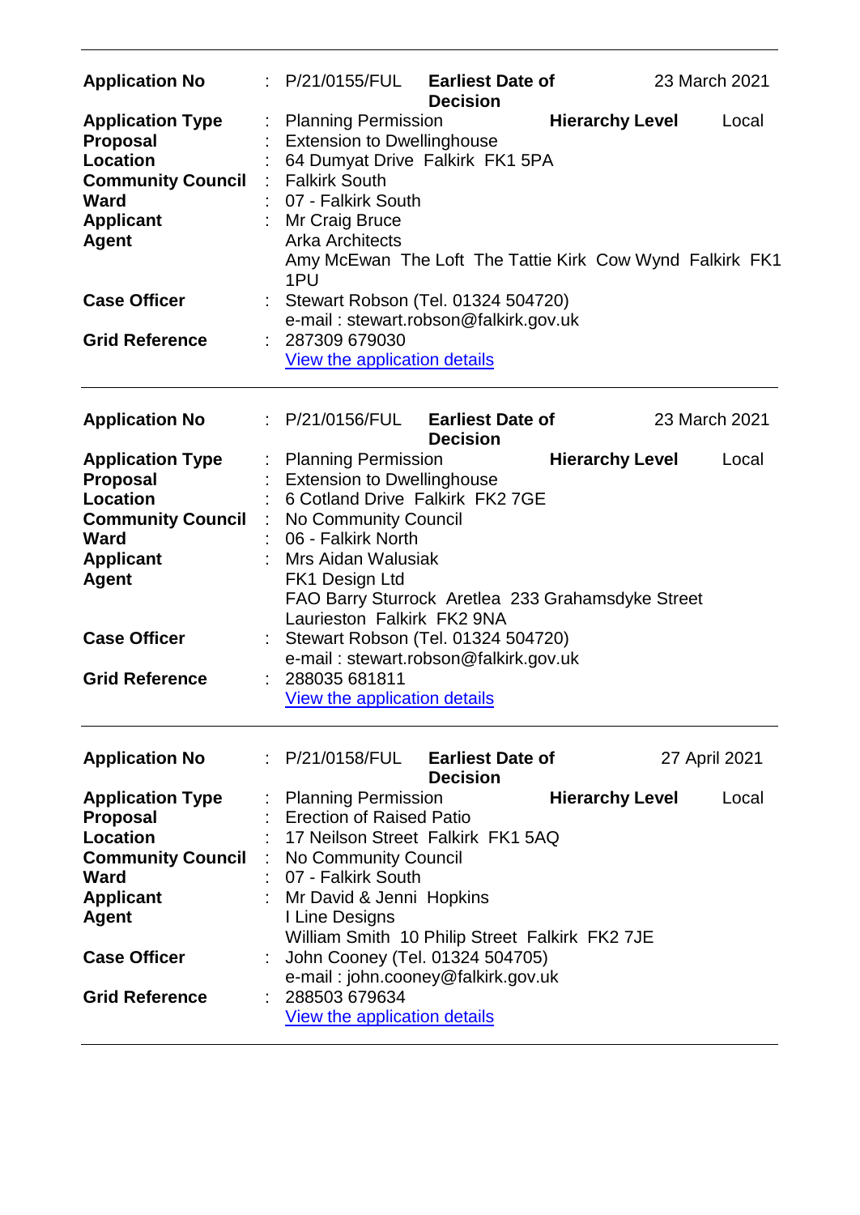| | | | | |
|---|---|---|---|---|
| **Application No** | : P/21/0155/FUL | **Earliest Date of Decision** | | 23 March 2021 |
| **Application Type** | : Planning Permission | | **Hierarchy Level** | Local |
| **Proposal** | : Extension to Dwellinghouse | | | |
| **Location** | : 64 Dumyat Drive Falkirk FK1 5PA | | | |
| **Community Council** | : Falkirk South | | | |
| **Ward** | : 07 - Falkirk South | | | |
| **Applicant** | : Mr Craig Bruce | | | |
| **Agent** | Arka Architects<br>Amy McEwan The Loft The Tattie Kirk Cow Wynd Falkirk FK1 1PU | | | |
| **Case Officer** | : Stewart Robson (Tel. 01324 504720)<br>e-mail : stewart.robson@falkirk.gov.uk | | | |
| **Grid Reference** | : 287309 679030<br>View the application details | | | |

| | | | | |
|---|---|---|---|---|
| **Application No** | : P/21/0156/FUL | **Earliest Date of Decision** | | 23 March 2021 |
| **Application Type** | : Planning Permission | | **Hierarchy Level** | Local |
| **Proposal** | : Extension to Dwellinghouse | | | |
| **Location** | : 6 Cotland Drive Falkirk FK2 7GE | | | |
| **Community Council** | : No Community Council | | | |
| **Ward** | : 06 - Falkirk North | | | |
| **Applicant** | : Mrs Aidan Walusiak | | | |
| **Agent** | FK1 Design Ltd<br>FAO Barry Sturrock Aretlea 233 Grahamsdyke Street Laurieston Falkirk FK2 9NA | | | |
| **Case Officer** | : Stewart Robson (Tel. 01324 504720)<br>e-mail : stewart.robson@falkirk.gov.uk | | | |
| **Grid Reference** | : 288035 681811<br>View the application details | | | |

| | | | | |
|---|---|---|---|---|
| **Application No** | : P/21/0158/FUL | **Earliest Date of Decision** | | 27 April 2021 |
| **Application Type** | : Planning Permission | | **Hierarchy Level** | Local |
| **Proposal** | : Erection of Raised Patio | | | |
| **Location** | : 17 Neilson Street Falkirk FK1 5AQ | | | |
| **Community Council** | : No Community Council | | | |
| **Ward** | : 07 - Falkirk South | | | |
| **Applicant** | : Mr David & Jenni Hopkins | | | |
| **Agent** | I Line Designs<br>William Smith 10 Philip Street Falkirk FK2 7JE | | | |
| **Case Officer** | : John Cooney (Tel. 01324 504705)<br>e-mail : john.cooney@falkirk.gov.uk | | | |
| **Grid Reference** | : 288503 679634<br>View the application details | | | |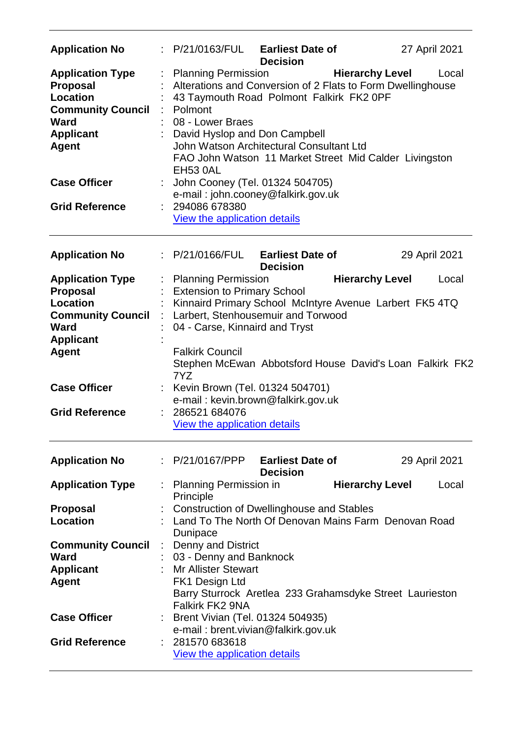| | | | | |
|---|---|---|---|---|
| **Application No** | : P/21/0163/FUL | **Earliest Date of Decision** | | 27 April 2021 |
| **Application Type** | : Planning Permission | | **Hierarchy Level** | Local |
| **Proposal** | : Alterations and Conversion of 2 Flats to Form Dwellinghouse | | | |
| **Location** | : 43 Taymouth Road Polmont Falkirk FK2 0PF | | | |
| **Community Council** | : Polmont | | | |
| **Ward** | : 08 - Lower Braes | | | |
| **Applicant** | : David Hyslop and Don Campbell | | | |
| **Agent** | John Watson Architectural Consultant Ltd<br>FAO John Watson 11 Market Street Mid Calder Livingston EH53 0AL | | | |
| **Case Officer** | : John Cooney (Tel. 01324 504705)<br>e-mail : john.cooney@falkirk.gov.uk | | | |
| **Grid Reference** | : 294086 678380<br>View the application details | | | |

| | | | | |
|---|---|---|---|---|
| **Application No** | : P/21/0166/FUL | **Earliest Date of Decision** | | 29 April 2021 |
| **Application Type** | : Planning Permission | | **Hierarchy Level** | Local |
| **Proposal** | : Extension to Primary School | | | |
| **Location** | : Kinnaird Primary School McIntyre Avenue Larbert FK5 4TQ | | | |
| **Community Council** | : Larbert, Stenhousemuir and Torwood | | | |
| **Ward** | : 04 - Carse, Kinnaird and Tryst | | | |
| **Applicant** | : | | | |
| **Agent** | Falkirk Council<br>Stephen McEwan Abbotsford House David's Loan Falkirk FK2 7YZ | | | |
| **Case Officer** | : Kevin Brown (Tel. 01324 504701)<br>e-mail : kevin.brown@falkirk.gov.uk | | | |
| **Grid Reference** | : 286521 684076<br>View the application details | | | |

| | | | | |
|---|---|---|---|---|
| **Application No** | : P/21/0167/PPP | **Earliest Date of Decision** | | 29 April 2021 |
| **Application Type** | : Planning Permission in Principle | | **Hierarchy Level** | Local |
| **Proposal** | : Construction of Dwellinghouse and Stables | | | |
| **Location** | : Land To The North Of Denovan Mains Farm Denovan Road Dunipace | | | |
| **Community Council** | : Denny and District | | | |
| **Ward** | : 03 - Denny and Banknock | | | |
| **Applicant** | : Mr Allister Stewart | | | |
| **Agent** | FK1 Design Ltd<br>Barry Sturrock Aretlea 233 Grahamsdyke Street Laurieston Falkirk FK2 9NA | | | |
| **Case Officer** | : Brent Vivian (Tel. 01324 504935)<br>e-mail : brent.vivian@falkirk.gov.uk | | | |
| **Grid Reference** | : 281570 683618<br>View the application details | | | |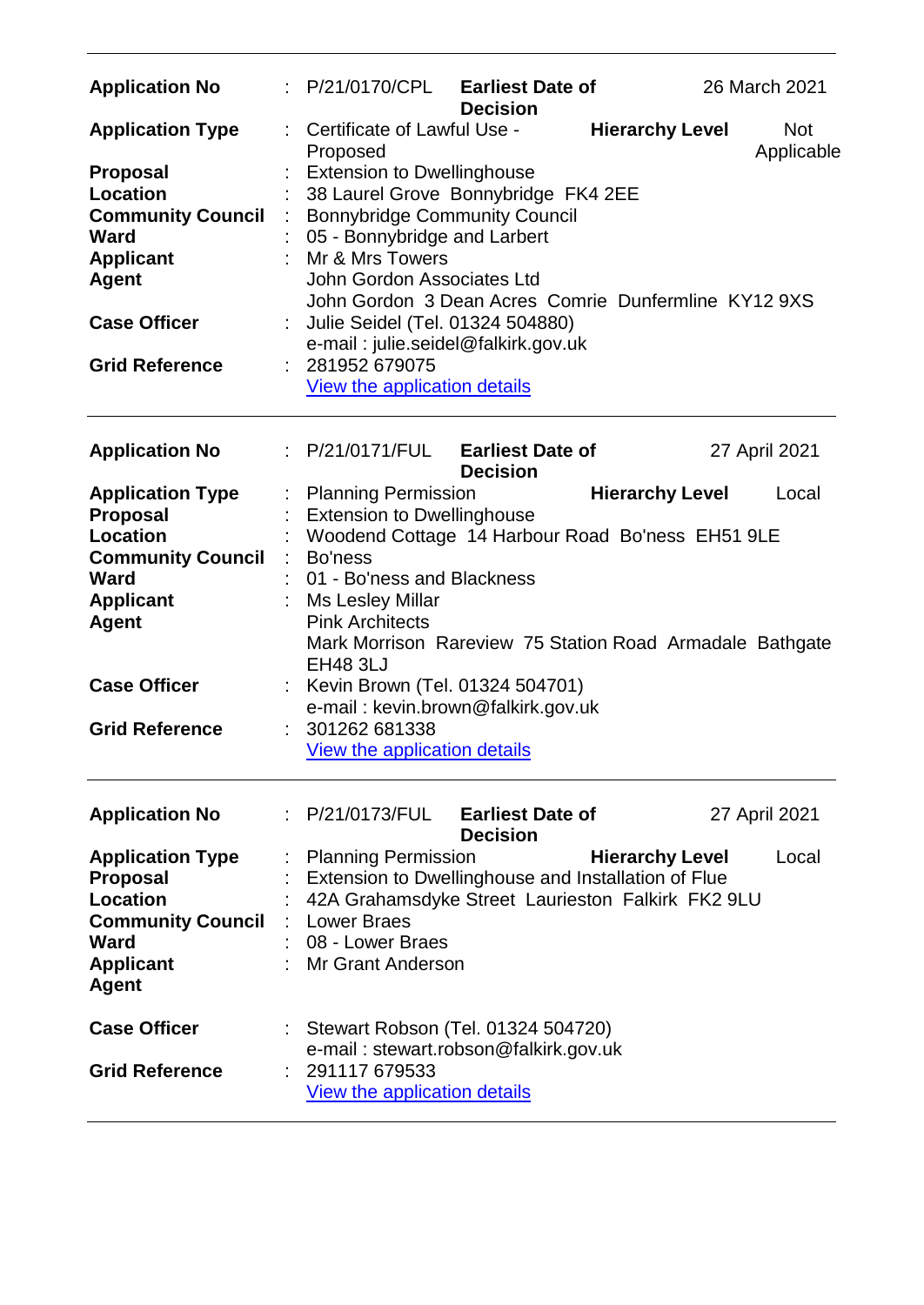**Application No** : P/21/0170/CPL **Earliest Date of Decision** 26 March 2021

**Application Type** : Certificate of Lawful Use - Proposed **Hierarchy Level** Not Applicable

**Proposal** : Extension to Dwellinghouse

**Location** : 38 Laurel Grove Bonnybridge FK4 2EE

**Community Council** : Bonnybridge Community Council

**Ward** : 05 - Bonnybridge and Larbert

**Applicant** : Mr & Mrs Towers

**Agent** John Gordon Associates Ltd
John Gordon 3 Dean Acres Comrie Dunfermline KY12 9XS

**Case Officer** : Julie Seidel (Tel. 01324 504880)
e-mail : julie.seidel@falkirk.gov.uk

**Grid Reference** : 281952 679075
View the application details

---

**Application No** : P/21/0171/FUL **Earliest Date of Decision** 27 April 2021

**Application Type** : Planning Permission **Hierarchy Level** Local

**Proposal** : Extension to Dwellinghouse

**Location** : Woodend Cottage 14 Harbour Road Bo'ness EH51 9LE

**Community Council** : Bo'ness

**Ward** : 01 - Bo'ness and Blackness

**Applicant** : Ms Lesley Millar

**Agent** Pink Architects
Mark Morrison Rareview 75 Station Road Armadale Bathgate EH48 3LJ

**Case Officer** : Kevin Brown (Tel. 01324 504701)
e-mail : kevin.brown@falkirk.gov.uk

**Grid Reference** : 301262 681338
View the application details

---

**Application No** : P/21/0173/FUL **Earliest Date of Decision** 27 April 2021

**Application Type** : Planning Permission **Hierarchy Level** Local

**Proposal** : Extension to Dwellinghouse and Installation of Flue

**Location** : 42A Grahamsdyke Street Laurieston Falkirk FK2 9LU

**Community Council** : Lower Braes

**Ward** : 08 - Lower Braes

**Applicant** : Mr Grant Anderson

**Agent**

**Case Officer** : Stewart Robson (Tel. 01324 504720)
e-mail : stewart.robson@falkirk.gov.uk

**Grid Reference** : 291117 679533
View the application details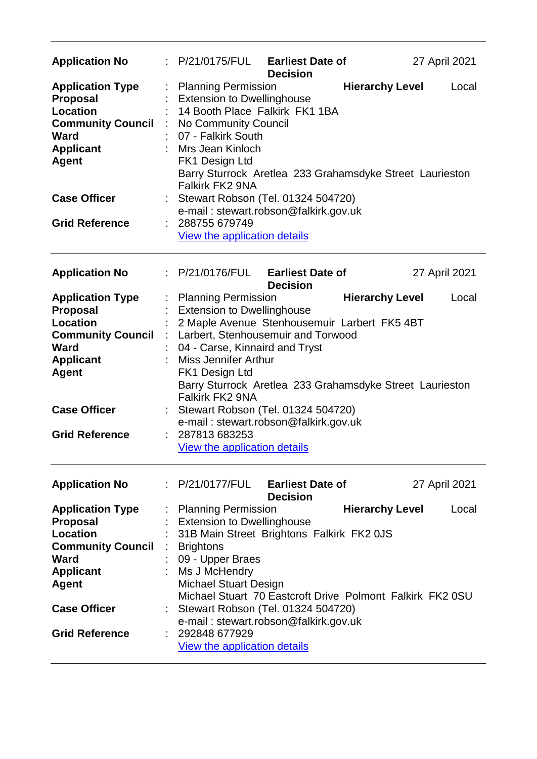| | | | |
|---|---|---|---|
| **Application No** | : P/21/0175/FUL | **Earliest Date of Decision** | 27 April 2021 |
| **Application Type** | : Planning Permission | **Hierarchy Level** | Local |
| **Proposal** | : Extension to Dwellinghouse | | |
| **Location** | : 14 Booth Place Falkirk FK1 1BA | | |
| **Community Council** | : No Community Council | | |
| **Ward** | : 07 - Falkirk South | | |
| **Applicant** | : Mrs Jean Kinloch | | |
| **Agent** | FK1 Design Ltd<br>Barry Sturrock Aretlea 233 Grahamsdyke Street Laurieston Falkirk FK2 9NA | | |
| **Case Officer** | : Stewart Robson (Tel. 01324 504720)<br>e-mail : stewart.robson@falkirk.gov.uk | | |
| **Grid Reference** | : 288755 679749<br>View the application details | | |

| | | | |
|---|---|---|---|
| **Application No** | : P/21/0176/FUL | **Earliest Date of Decision** | 27 April 2021 |
| **Application Type** | : Planning Permission | **Hierarchy Level** | Local |
| **Proposal** | : Extension to Dwellinghouse | | |
| **Location** | : 2 Maple Avenue Stenhousemuir Larbert FK5 4BT | | |
| **Community Council** | : Larbert, Stenhousemuir and Torwood | | |
| **Ward** | : 04 - Carse, Kinnaird and Tryst | | |
| **Applicant** | : Miss Jennifer Arthur | | |
| **Agent** | FK1 Design Ltd<br>Barry Sturrock Aretlea 233 Grahamsdyke Street Laurieston Falkirk FK2 9NA | | |
| **Case Officer** | : Stewart Robson (Tel. 01324 504720)<br>e-mail : stewart.robson@falkirk.gov.uk | | |
| **Grid Reference** | : 287813 683253<br>View the application details | | |

| | | | |
|---|---|---|---|
| **Application No** | : P/21/0177/FUL | **Earliest Date of Decision** | 27 April 2021 |
| **Application Type** | : Planning Permission | **Hierarchy Level** | Local |
| **Proposal** | : Extension to Dwellinghouse | | |
| **Location** | : 31B Main Street Brightons Falkirk FK2 0JS | | |
| **Community Council** | : Brightons | | |
| **Ward** | : 09 - Upper Braes | | |
| **Applicant** | : Ms J McHendry | | |
| **Agent** | Michael Stuart Design<br>Michael Stuart 70 Eastcroft Drive Polmont Falkirk FK2 0SU | | |
| **Case Officer** | : Stewart Robson (Tel. 01324 504720)<br>e-mail : stewart.robson@falkirk.gov.uk | | |
| **Grid Reference** | : 292848 677929<br>View the application details | | |